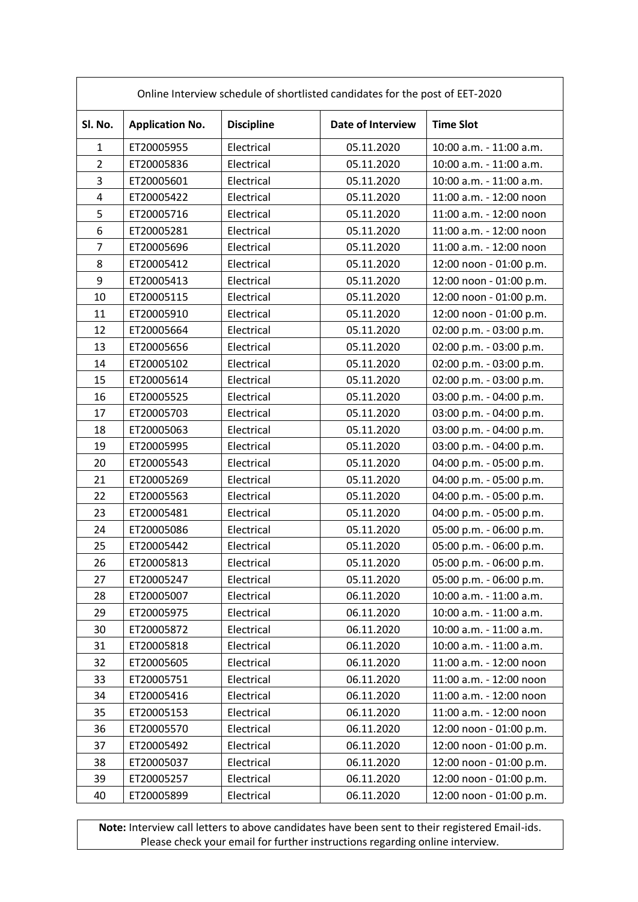Online Interview schedule of shortlisted candidates for the post of EET-2020

| Sl. No. | Application No. | Discipline | Date of Interview | Time Slot |
|---|---|---|---|---|
| 1 | ET20005955 | Electrical | 05.11.2020 | 10:00 a.m. - 11:00 a.m. |
| 2 | ET20005836 | Electrical | 05.11.2020 | 10:00 a.m. - 11:00 a.m. |
| 3 | ET20005601 | Electrical | 05.11.2020 | 10:00 a.m. - 11:00 a.m. |
| 4 | ET20005422 | Electrical | 05.11.2020 | 11:00 a.m. - 12:00 noon |
| 5 | ET20005716 | Electrical | 05.11.2020 | 11:00 a.m. - 12:00 noon |
| 6 | ET20005281 | Electrical | 05.11.2020 | 11:00 a.m. - 12:00 noon |
| 7 | ET20005696 | Electrical | 05.11.2020 | 11:00 a.m. - 12:00 noon |
| 8 | ET20005412 | Electrical | 05.11.2020 | 12:00 noon - 01:00 p.m. |
| 9 | ET20005413 | Electrical | 05.11.2020 | 12:00 noon - 01:00 p.m. |
| 10 | ET20005115 | Electrical | 05.11.2020 | 12:00 noon - 01:00 p.m. |
| 11 | ET20005910 | Electrical | 05.11.2020 | 12:00 noon - 01:00 p.m. |
| 12 | ET20005664 | Electrical | 05.11.2020 | 02:00 p.m. - 03:00 p.m. |
| 13 | ET20005656 | Electrical | 05.11.2020 | 02:00 p.m. - 03:00 p.m. |
| 14 | ET20005102 | Electrical | 05.11.2020 | 02:00 p.m. - 03:00 p.m. |
| 15 | ET20005614 | Electrical | 05.11.2020 | 02:00 p.m. - 03:00 p.m. |
| 16 | ET20005525 | Electrical | 05.11.2020 | 03:00 p.m. - 04:00 p.m. |
| 17 | ET20005703 | Electrical | 05.11.2020 | 03:00 p.m. - 04:00 p.m. |
| 18 | ET20005063 | Electrical | 05.11.2020 | 03:00 p.m. - 04:00 p.m. |
| 19 | ET20005995 | Electrical | 05.11.2020 | 03:00 p.m. - 04:00 p.m. |
| 20 | ET20005543 | Electrical | 05.11.2020 | 04:00 p.m. - 05:00 p.m. |
| 21 | ET20005269 | Electrical | 05.11.2020 | 04:00 p.m. - 05:00 p.m. |
| 22 | ET20005563 | Electrical | 05.11.2020 | 04:00 p.m. - 05:00 p.m. |
| 23 | ET20005481 | Electrical | 05.11.2020 | 04:00 p.m. - 05:00 p.m. |
| 24 | ET20005086 | Electrical | 05.11.2020 | 05:00 p.m. - 06:00 p.m. |
| 25 | ET20005442 | Electrical | 05.11.2020 | 05:00 p.m. - 06:00 p.m. |
| 26 | ET20005813 | Electrical | 05.11.2020 | 05:00 p.m. - 06:00 p.m. |
| 27 | ET20005247 | Electrical | 05.11.2020 | 05:00 p.m. - 06:00 p.m. |
| 28 | ET20005007 | Electrical | 06.11.2020 | 10:00 a.m. - 11:00 a.m. |
| 29 | ET20005975 | Electrical | 06.11.2020 | 10:00 a.m. - 11:00 a.m. |
| 30 | ET20005872 | Electrical | 06.11.2020 | 10:00 a.m. - 11:00 a.m. |
| 31 | ET20005818 | Electrical | 06.11.2020 | 10:00 a.m. - 11:00 a.m. |
| 32 | ET20005605 | Electrical | 06.11.2020 | 11:00 a.m. - 12:00 noon |
| 33 | ET20005751 | Electrical | 06.11.2020 | 11:00 a.m. - 12:00 noon |
| 34 | ET20005416 | Electrical | 06.11.2020 | 11:00 a.m. - 12:00 noon |
| 35 | ET20005153 | Electrical | 06.11.2020 | 11:00 a.m. - 12:00 noon |
| 36 | ET20005570 | Electrical | 06.11.2020 | 12:00 noon - 01:00 p.m. |
| 37 | ET20005492 | Electrical | 06.11.2020 | 12:00 noon - 01:00 p.m. |
| 38 | ET20005037 | Electrical | 06.11.2020 | 12:00 noon - 01:00 p.m. |
| 39 | ET20005257 | Electrical | 06.11.2020 | 12:00 noon - 01:00 p.m. |
| 40 | ET20005899 | Electrical | 06.11.2020 | 12:00 noon - 01:00 p.m. |

**Note:** Interview call letters to above candidates have been sent to their registered Email-ids. Please check your email for further instructions regarding online interview.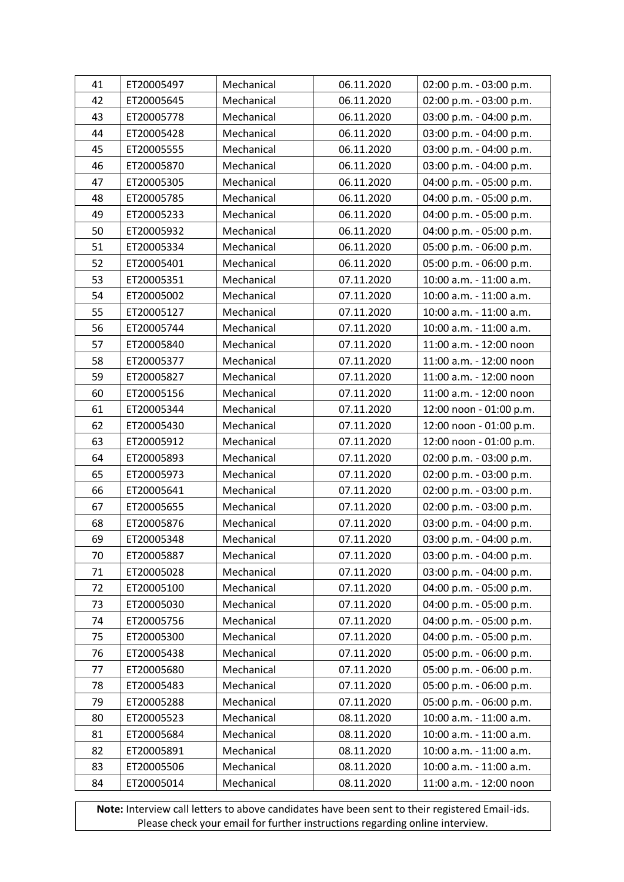| 41 | ET20005497 | Mechanical | 06.11.2020 | 02:00 p.m. - 03:00 p.m. |
|---|---|---|---|---|
| 42 | ET20005645 | Mechanical | 06.11.2020 | 02:00 p.m. - 03:00 p.m. |
| 43 | ET20005778 | Mechanical | 06.11.2020 | 03:00 p.m. - 04:00 p.m. |
| 44 | ET20005428 | Mechanical | 06.11.2020 | 03:00 p.m. - 04:00 p.m. |
| 45 | ET20005555 | Mechanical | 06.11.2020 | 03:00 p.m. - 04:00 p.m. |
| 46 | ET20005870 | Mechanical | 06.11.2020 | 03:00 p.m. - 04:00 p.m. |
| 47 | ET20005305 | Mechanical | 06.11.2020 | 04:00 p.m. - 05:00 p.m. |
| 48 | ET20005785 | Mechanical | 06.11.2020 | 04:00 p.m. - 05:00 p.m. |
| 49 | ET20005233 | Mechanical | 06.11.2020 | 04:00 p.m. - 05:00 p.m. |
| 50 | ET20005932 | Mechanical | 06.11.2020 | 04:00 p.m. - 05:00 p.m. |
| 51 | ET20005334 | Mechanical | 06.11.2020 | 05:00 p.m. - 06:00 p.m. |
| 52 | ET20005401 | Mechanical | 06.11.2020 | 05:00 p.m. - 06:00 p.m. |
| 53 | ET20005351 | Mechanical | 07.11.2020 | 10:00 a.m. - 11:00 a.m. |
| 54 | ET20005002 | Mechanical | 07.11.2020 | 10:00 a.m. - 11:00 a.m. |
| 55 | ET20005127 | Mechanical | 07.11.2020 | 10:00 a.m. - 11:00 a.m. |
| 56 | ET20005744 | Mechanical | 07.11.2020 | 10:00 a.m. - 11:00 a.m. |
| 57 | ET20005840 | Mechanical | 07.11.2020 | 11:00 a.m. - 12:00 noon |
| 58 | ET20005377 | Mechanical | 07.11.2020 | 11:00 a.m. - 12:00 noon |
| 59 | ET20005827 | Mechanical | 07.11.2020 | 11:00 a.m. - 12:00 noon |
| 60 | ET20005156 | Mechanical | 07.11.2020 | 11:00 a.m. - 12:00 noon |
| 61 | ET20005344 | Mechanical | 07.11.2020 | 12:00 noon - 01:00 p.m. |
| 62 | ET20005430 | Mechanical | 07.11.2020 | 12:00 noon - 01:00 p.m. |
| 63 | ET20005912 | Mechanical | 07.11.2020 | 12:00 noon - 01:00 p.m. |
| 64 | ET20005893 | Mechanical | 07.11.2020 | 02:00 p.m. - 03:00 p.m. |
| 65 | ET20005973 | Mechanical | 07.11.2020 | 02:00 p.m. - 03:00 p.m. |
| 66 | ET20005641 | Mechanical | 07.11.2020 | 02:00 p.m. - 03:00 p.m. |
| 67 | ET20005655 | Mechanical | 07.11.2020 | 02:00 p.m. - 03:00 p.m. |
| 68 | ET20005876 | Mechanical | 07.11.2020 | 03:00 p.m. - 04:00 p.m. |
| 69 | ET20005348 | Mechanical | 07.11.2020 | 03:00 p.m. - 04:00 p.m. |
| 70 | ET20005887 | Mechanical | 07.11.2020 | 03:00 p.m. - 04:00 p.m. |
| 71 | ET20005028 | Mechanical | 07.11.2020 | 03:00 p.m. - 04:00 p.m. |
| 72 | ET20005100 | Mechanical | 07.11.2020 | 04:00 p.m. - 05:00 p.m. |
| 73 | ET20005030 | Mechanical | 07.11.2020 | 04:00 p.m. - 05:00 p.m. |
| 74 | ET20005756 | Mechanical | 07.11.2020 | 04:00 p.m. - 05:00 p.m. |
| 75 | ET20005300 | Mechanical | 07.11.2020 | 04:00 p.m. - 05:00 p.m. |
| 76 | ET20005438 | Mechanical | 07.11.2020 | 05:00 p.m. - 06:00 p.m. |
| 77 | ET20005680 | Mechanical | 07.11.2020 | 05:00 p.m. - 06:00 p.m. |
| 78 | ET20005483 | Mechanical | 07.11.2020 | 05:00 p.m. - 06:00 p.m. |
| 79 | ET20005288 | Mechanical | 07.11.2020 | 05:00 p.m. - 06:00 p.m. |
| 80 | ET20005523 | Mechanical | 08.11.2020 | 10:00 a.m. - 11:00 a.m. |
| 81 | ET20005684 | Mechanical | 08.11.2020 | 10:00 a.m. - 11:00 a.m. |
| 82 | ET20005891 | Mechanical | 08.11.2020 | 10:00 a.m. - 11:00 a.m. |
| 83 | ET20005506 | Mechanical | 08.11.2020 | 10:00 a.m. - 11:00 a.m. |
| 84 | ET20005014 | Mechanical | 08.11.2020 | 11:00 a.m. - 12:00 noon |

**Note:** Interview call letters to above candidates have been sent to their registered Email-ids. Please check your email for further instructions regarding online interview.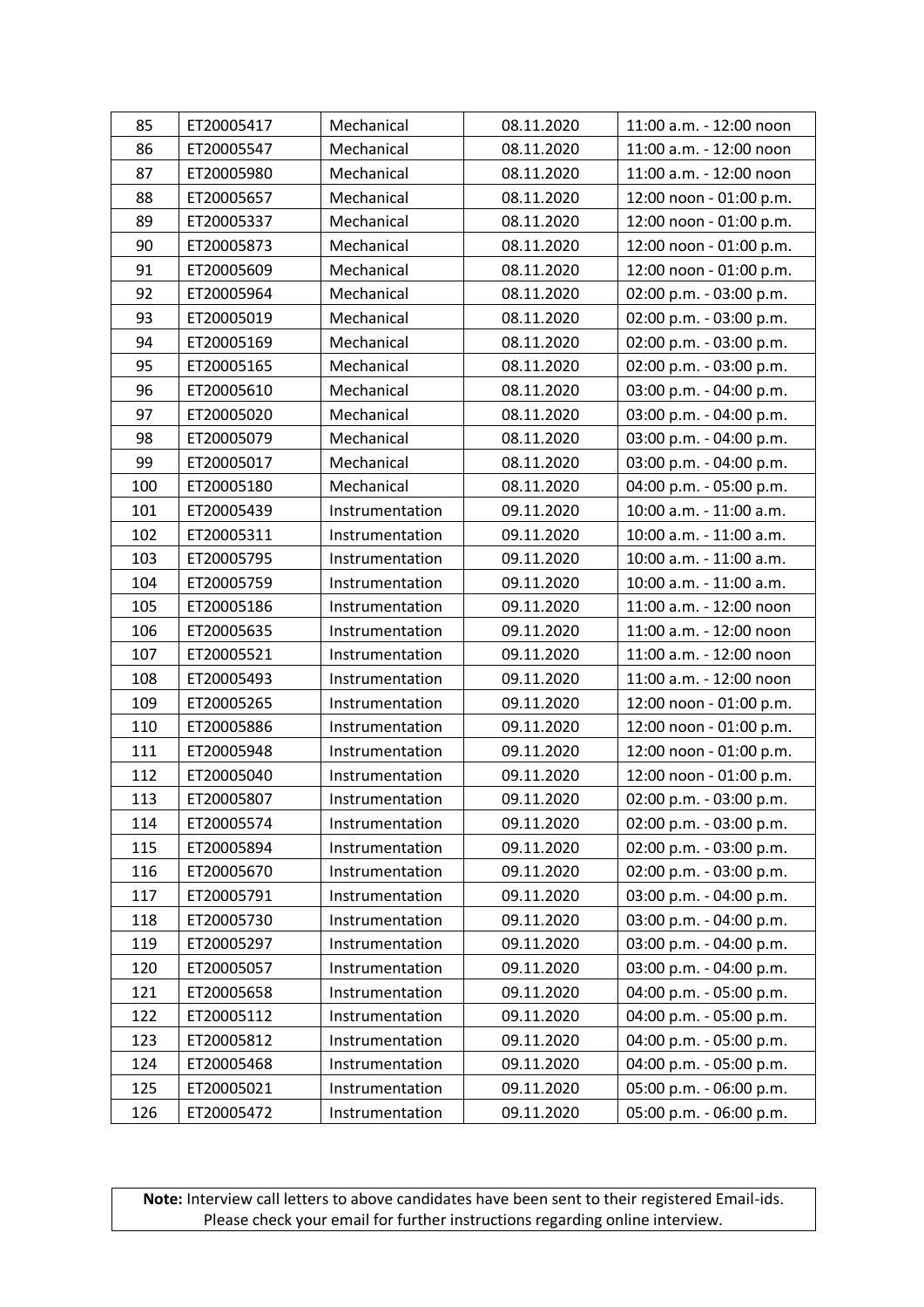| | | | | |
|---|---|---|---|---|
| 85 | ET20005417 | Mechanical | 08.11.2020 | 11:00 a.m. - 12:00 noon |
| 86 | ET20005547 | Mechanical | 08.11.2020 | 11:00 a.m. - 12:00 noon |
| 87 | ET20005980 | Mechanical | 08.11.2020 | 11:00 a.m. - 12:00 noon |
| 88 | ET20005657 | Mechanical | 08.11.2020 | 12:00 noon - 01:00 p.m. |
| 89 | ET20005337 | Mechanical | 08.11.2020 | 12:00 noon - 01:00 p.m. |
| 90 | ET20005873 | Mechanical | 08.11.2020 | 12:00 noon - 01:00 p.m. |
| 91 | ET20005609 | Mechanical | 08.11.2020 | 12:00 noon - 01:00 p.m. |
| 92 | ET20005964 | Mechanical | 08.11.2020 | 02:00 p.m. - 03:00 p.m. |
| 93 | ET20005019 | Mechanical | 08.11.2020 | 02:00 p.m. - 03:00 p.m. |
| 94 | ET20005169 | Mechanical | 08.11.2020 | 02:00 p.m. - 03:00 p.m. |
| 95 | ET20005165 | Mechanical | 08.11.2020 | 02:00 p.m. - 03:00 p.m. |
| 96 | ET20005610 | Mechanical | 08.11.2020 | 03:00 p.m. - 04:00 p.m. |
| 97 | ET20005020 | Mechanical | 08.11.2020 | 03:00 p.m. - 04:00 p.m. |
| 98 | ET20005079 | Mechanical | 08.11.2020 | 03:00 p.m. - 04:00 p.m. |
| 99 | ET20005017 | Mechanical | 08.11.2020 | 03:00 p.m. - 04:00 p.m. |
| 100 | ET20005180 | Mechanical | 08.11.2020 | 04:00 p.m. - 05:00 p.m. |
| 101 | ET20005439 | Instrumentation | 09.11.2020 | 10:00 a.m. - 11:00 a.m. |
| 102 | ET20005311 | Instrumentation | 09.11.2020 | 10:00 a.m. - 11:00 a.m. |
| 103 | ET20005795 | Instrumentation | 09.11.2020 | 10:00 a.m. - 11:00 a.m. |
| 104 | ET20005759 | Instrumentation | 09.11.2020 | 10:00 a.m. - 11:00 a.m. |
| 105 | ET20005186 | Instrumentation | 09.11.2020 | 11:00 a.m. - 12:00 noon |
| 106 | ET20005635 | Instrumentation | 09.11.2020 | 11:00 a.m. - 12:00 noon |
| 107 | ET20005521 | Instrumentation | 09.11.2020 | 11:00 a.m. - 12:00 noon |
| 108 | ET20005493 | Instrumentation | 09.11.2020 | 11:00 a.m. - 12:00 noon |
| 109 | ET20005265 | Instrumentation | 09.11.2020 | 12:00 noon - 01:00 p.m. |
| 110 | ET20005886 | Instrumentation | 09.11.2020 | 12:00 noon - 01:00 p.m. |
| 111 | ET20005948 | Instrumentation | 09.11.2020 | 12:00 noon - 01:00 p.m. |
| 112 | ET20005040 | Instrumentation | 09.11.2020 | 12:00 noon - 01:00 p.m. |
| 113 | ET20005807 | Instrumentation | 09.11.2020 | 02:00 p.m. - 03:00 p.m. |
| 114 | ET20005574 | Instrumentation | 09.11.2020 | 02:00 p.m. - 03:00 p.m. |
| 115 | ET20005894 | Instrumentation | 09.11.2020 | 02:00 p.m. - 03:00 p.m. |
| 116 | ET20005670 | Instrumentation | 09.11.2020 | 02:00 p.m. - 03:00 p.m. |
| 117 | ET20005791 | Instrumentation | 09.11.2020 | 03:00 p.m. - 04:00 p.m. |
| 118 | ET20005730 | Instrumentation | 09.11.2020 | 03:00 p.m. - 04:00 p.m. |
| 119 | ET20005297 | Instrumentation | 09.11.2020 | 03:00 p.m. - 04:00 p.m. |
| 120 | ET20005057 | Instrumentation | 09.11.2020 | 03:00 p.m. - 04:00 p.m. |
| 121 | ET20005658 | Instrumentation | 09.11.2020 | 04:00 p.m. - 05:00 p.m. |
| 122 | ET20005112 | Instrumentation | 09.11.2020 | 04:00 p.m. - 05:00 p.m. |
| 123 | ET20005812 | Instrumentation | 09.11.2020 | 04:00 p.m. - 05:00 p.m. |
| 124 | ET20005468 | Instrumentation | 09.11.2020 | 04:00 p.m. - 05:00 p.m. |
| 125 | ET20005021 | Instrumentation | 09.11.2020 | 05:00 p.m. - 06:00 p.m. |
| 126 | ET20005472 | Instrumentation | 09.11.2020 | 05:00 p.m. - 06:00 p.m. |

**Note:** Interview call letters to above candidates have been sent to their registered Email-ids. Please check your email for further instructions regarding online interview.